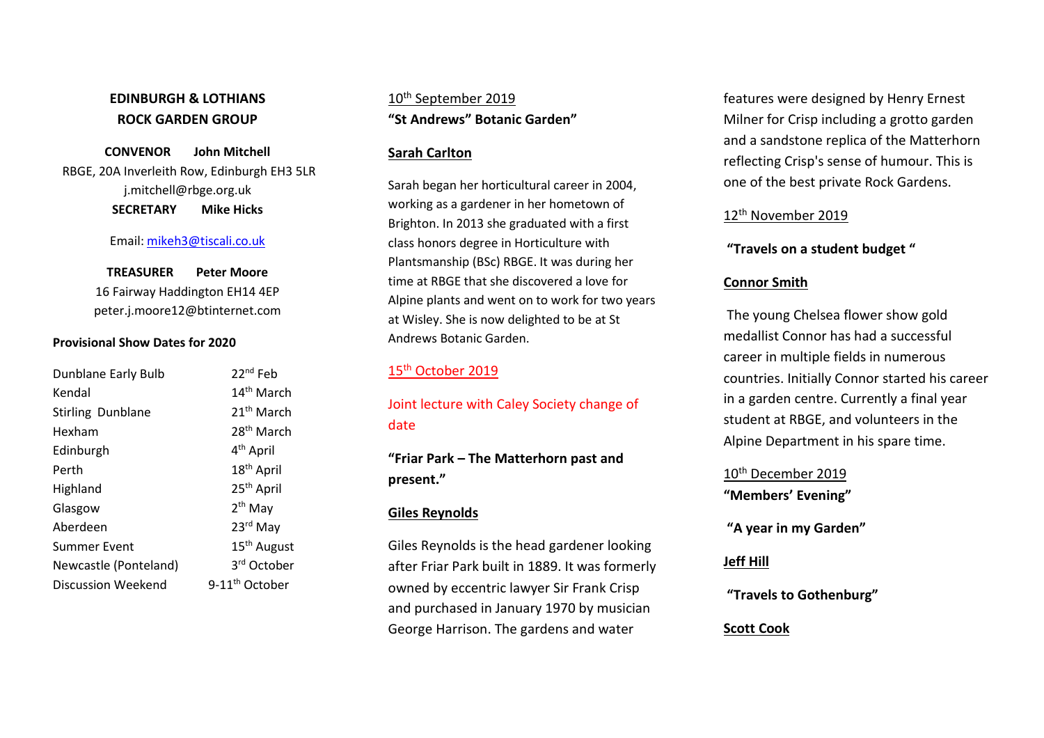**EDINBURGH & LOTHIANS**
**ROCK GARDEN GROUP**

**CONVENOR John Mitchell**
RBGE, 20A Inverleith Row, Edinburgh EH3 5LR
j.mitchell@rbge.org.uk

**SECRETARY Mike Hicks**

Email: mikeh3@tiscali.co.uk

**TREASURER Peter Moore**
16 Fairway Haddington EH14 4EP
peter.j.moore12@btinternet.com

**Provisional Show Dates for 2020**

| | |
|---|---|
| Dunblane Early Bulb | 22nd Feb |
| Kendal | 14th March |
| Stirling Dunblane | 21st March |
| Hexham | 28th March |
| Edinburgh | 4th April |
| Perth | 18th April |
| Highland | 25th April |
| Glasgow | 2th May |
| Aberdeen | 23rd May |
| Summer Event | 15th August |
| Newcastle (Ponteland) | 3rd October |
| Discussion Weekend | 9-11th October |

10th September 2019

**"St Andrews" Botanic Garden"**

**Sarah Carlton**

Sarah began her horticultural career in 2004, working as a gardener in her hometown of Brighton. In 2013 she graduated with a first class honors degree in Horticulture with Plantsmanship (BSc) RBGE. It was during her time at RBGE that she discovered a love for Alpine plants and went on to work for two years at Wisley. She is now delighted to be at St Andrews Botanic Garden.

15th October 2019

Joint lecture with Caley Society change of date

**"Friar Park – The Matterhorn past and present."**

**Giles Reynolds**

Giles Reynolds is the head gardener looking after Friar Park built in 1889. It was formerly owned by eccentric lawyer Sir Frank Crisp and purchased in January 1970 by musician George Harrison. The gardens and water features were designed by Henry Ernest Milner for Crisp including a grotto garden and a sandstone replica of the Matterhorn reflecting Crisp's sense of humour. This is one of the best private Rock Gardens.

12th November 2019

**"Travels on a student budget "**

**Connor Smith**

The young Chelsea flower show gold medallist Connor has had a successful career in multiple fields in numerous countries. Initially Connor started his career in a garden centre. Currently a final year student at RBGE, and volunteers in the Alpine Department in his spare time.

10th December 2019

**"Members' Evening"**

**"A year in my Garden"**

**Jeff Hill**

**"Travels to Gothenburg"**

**Scott Cook**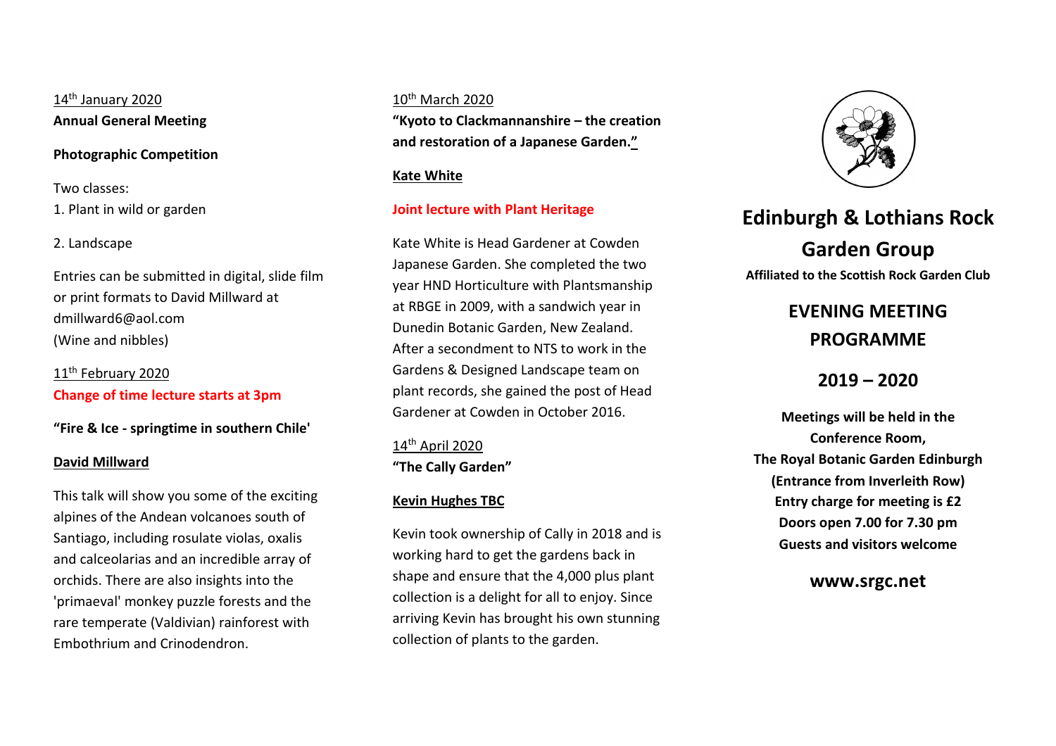14th January 2020

**Annual General Meeting**

**Photographic Competition**

Two classes:

1. Plant in wild or garden

2. Landscape

Entries can be submitted in digital, slide film or print formats to David Millward at dmillward6@aol.com
(Wine and nibbles)

11th February 2020

**Change of time lecture starts at 3pm**

**"Fire & Ice - springtime in southern Chile'**

**David Millward**

This talk will show you some of the exciting alpines of the Andean volcanoes south of Santiago, including rosulate violas, oxalis and calceolarias and an incredible array of orchids. There are also insights into the 'primaeval' monkey puzzle forests and the rare temperate (Valdivian) rainforest with Embothrium and Crinodendron.

10th March 2020

**"Kyoto to Clackmannanshire – the creation and restoration of a Japanese Garden."**

**Kate White**

**Joint lecture with Plant Heritage**

Kate White is Head Gardener at Cowden Japanese Garden. She completed the two year HND Horticulture with Plantsmanship at RBGE in 2009, with a sandwich year in Dunedin Botanic Garden, New Zealand. After a secondment to NTS to work in the Gardens & Designed Landscape team on plant records, she gained the post of Head Gardener at Cowden in October 2016.

14th April 2020

**"The Cally Garden"**

**Kevin Hughes TBC**

Kevin took ownership of Cally in 2018 and is working hard to get the gardens back in shape and ensure that the 4,000 plus plant collection is a delight for all to enjoy. Since arriving Kevin has brought his own stunning collection of plants to the garden.

# Edinburgh & Lothians Rock Garden Group

**Affiliated to the Scottish Rock Garden Club**

## EVENING MEETING PROGRAMME

## 2019 – 2020

**Meetings will be held in the Conference Room,
The Royal Botanic Garden Edinburgh
(Entrance from Inverleith Row)
Entry charge for meeting is £2
Doors open 7.00 for 7.30 pm
Guests and visitors welcome**

**www.srgc.net**